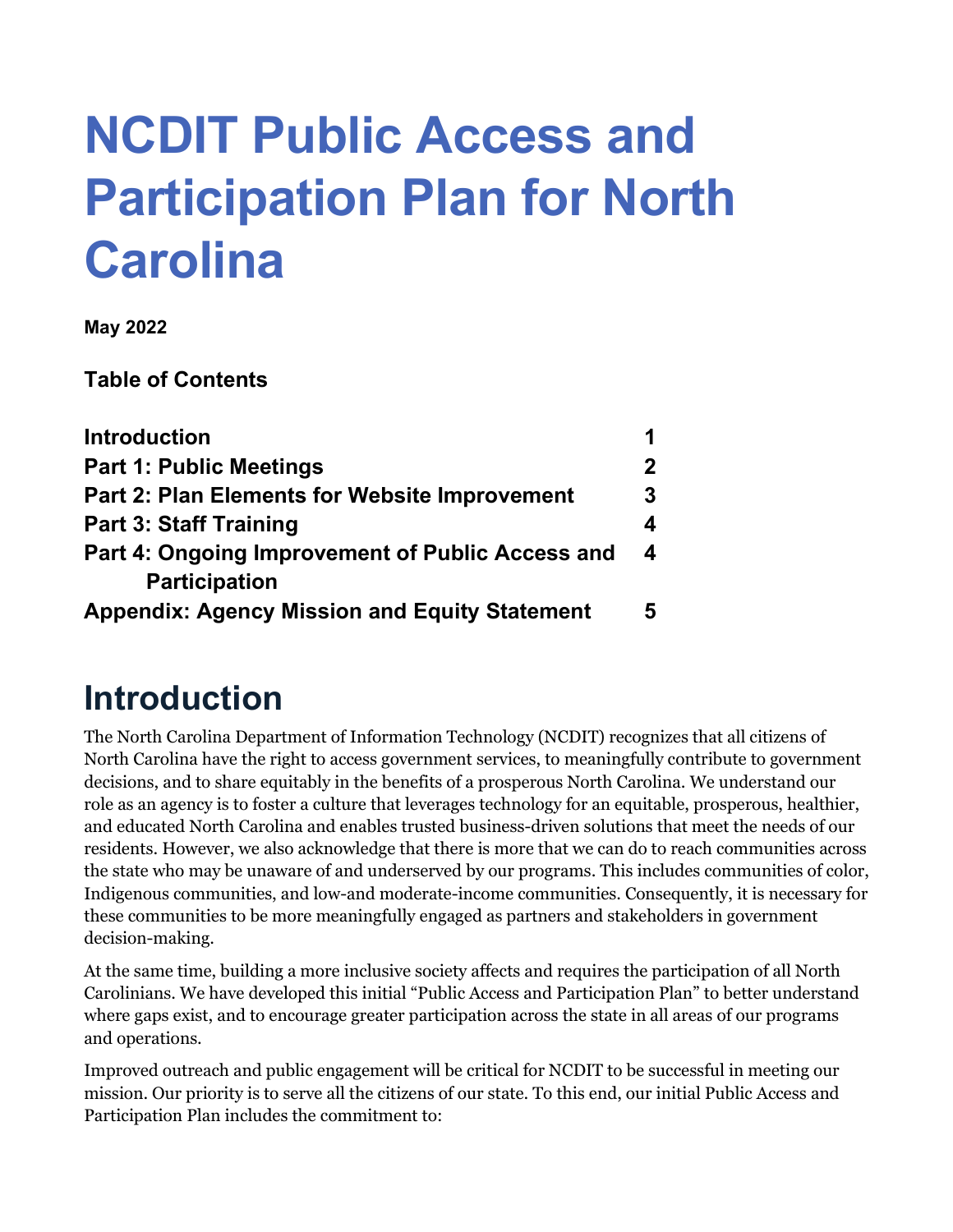# NCDIT Public Access and Participation Plan for North Carolina

**May 2022**

**Table of Contents**

| | |
|---|---|
| **Introduction** | **1** |
| **Part 1: Public Meetings** | **2** |
| **Part 2: Plan Elements for Website Improvement** | **3** |
| **Part 3: Staff Training** | **4** |
| **Part 4: Ongoing Improvement of Public Access and Participation** | **4** |
| **Appendix: Agency Mission and Equity Statement** | **5** |

## Introduction

The North Carolina Department of Information Technology (NCDIT) recognizes that all citizens of North Carolina have the right to access government services, to meaningfully contribute to government decisions, and to share equitably in the benefits of a prosperous North Carolina. We understand our role as an agency is to foster a culture that leverages technology for an equitable, prosperous, healthier, and educated North Carolina and enables trusted business-driven solutions that meet the needs of our residents. However, we also acknowledge that there is more that we can do to reach communities across the state who may be unaware of and underserved by our programs. This includes communities of color, Indigenous communities, and low-and moderate-income communities. Consequently, it is necessary for these communities to be more meaningfully engaged as partners and stakeholders in government decision-making.

At the same time, building a more inclusive society affects and requires the participation of all North Carolinians. We have developed this initial "Public Access and Participation Plan" to better understand where gaps exist, and to encourage greater participation across the state in all areas of our programs and operations.

Improved outreach and public engagement will be critical for NCDIT to be successful in meeting our mission. Our priority is to serve all the citizens of our state. To this end, our initial Public Access and Participation Plan includes the commitment to: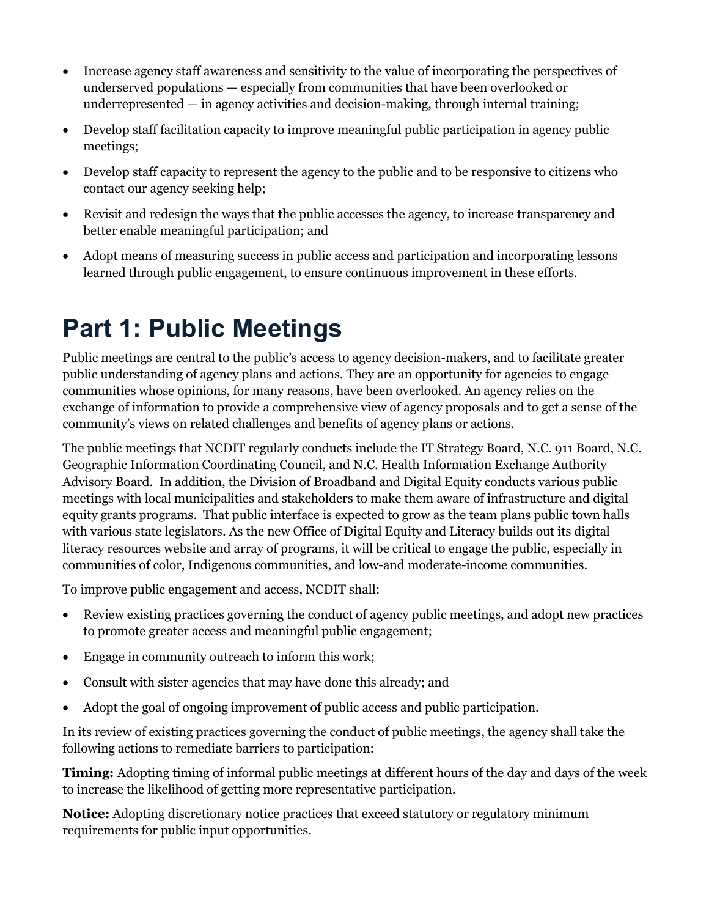- Increase agency staff awareness and sensitivity to the value of incorporating the perspectives of underserved populations — especially from communities that have been overlooked or underrepresented — in agency activities and decision-making, through internal training;
- Develop staff facilitation capacity to improve meaningful public participation in agency public meetings;
- Develop staff capacity to represent the agency to the public and to be responsive to citizens who contact our agency seeking help;
- Revisit and redesign the ways that the public accesses the agency, to increase transparency and better enable meaningful participation; and
- Adopt means of measuring success in public access and participation and incorporating lessons learned through public engagement, to ensure continuous improvement in these efforts.

# Part 1: Public Meetings

Public meetings are central to the public's access to agency decision-makers, and to facilitate greater public understanding of agency plans and actions. They are an opportunity for agencies to engage communities whose opinions, for many reasons, have been overlooked. An agency relies on the exchange of information to provide a comprehensive view of agency proposals and to get a sense of the community's views on related challenges and benefits of agency plans or actions.

The public meetings that NCDIT regularly conducts include the IT Strategy Board, N.C. 911 Board, N.C. Geographic Information Coordinating Council, and N.C. Health Information Exchange Authority Advisory Board. In addition, the Division of Broadband and Digital Equity conducts various public meetings with local municipalities and stakeholders to make them aware of infrastructure and digital equity grants programs. That public interface is expected to grow as the team plans public town halls with various state legislators. As the new Office of Digital Equity and Literacy builds out its digital literacy resources website and array of programs, it will be critical to engage the public, especially in communities of color, Indigenous communities, and low-and moderate-income communities.

To improve public engagement and access, NCDIT shall:

- Review existing practices governing the conduct of agency public meetings, and adopt new practices to promote greater access and meaningful public engagement;
- Engage in community outreach to inform this work;
- Consult with sister agencies that may have done this already; and
- Adopt the goal of ongoing improvement of public access and public participation.

In its review of existing practices governing the conduct of public meetings, the agency shall take the following actions to remediate barriers to participation:

**Timing:** Adopting timing of informal public meetings at different hours of the day and days of the week to increase the likelihood of getting more representative participation.

**Notice:** Adopting discretionary notice practices that exceed statutory or regulatory minimum requirements for public input opportunities.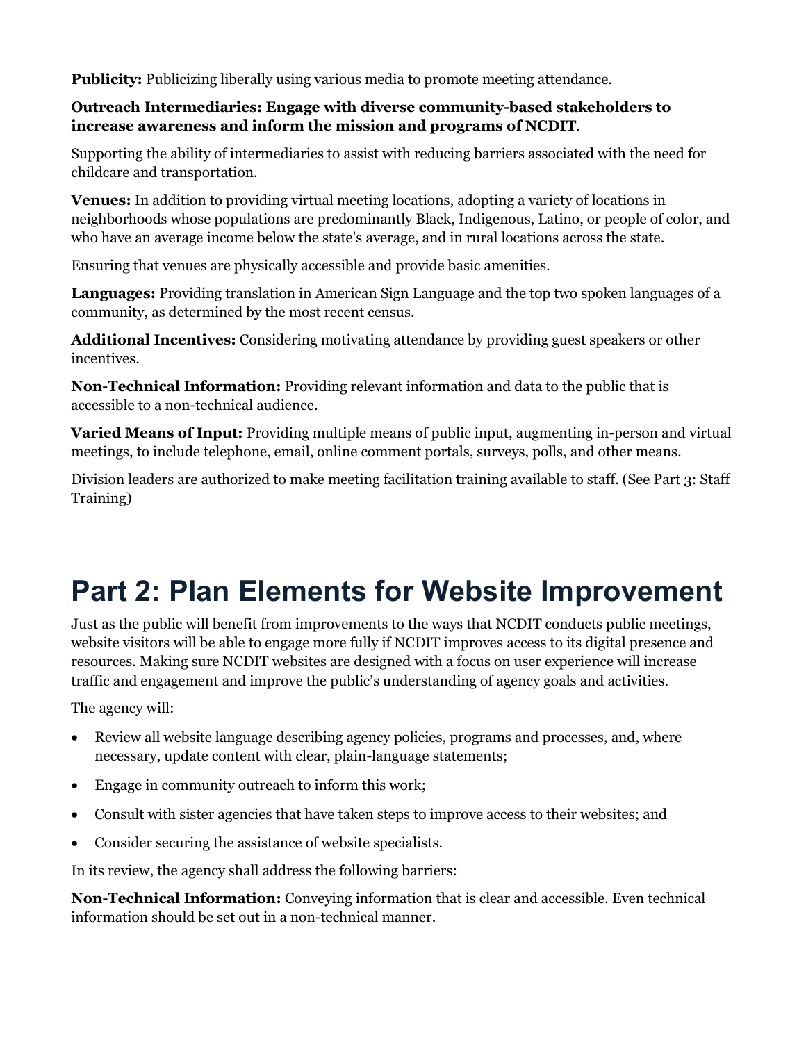**Publicity:** Publicizing liberally using various media to promote meeting attendance.

**Outreach Intermediaries: Engage with diverse community-based stakeholders to increase awareness and inform the mission and programs of NCDIT**.

Supporting the ability of intermediaries to assist with reducing barriers associated with the need for childcare and transportation.

**Venues:** In addition to providing virtual meeting locations, adopting a variety of locations in neighborhoods whose populations are predominantly Black, Indigenous, Latino, or people of color, and who have an average income below the state's average, and in rural locations across the state.

Ensuring that venues are physically accessible and provide basic amenities.

**Languages:** Providing translation in American Sign Language and the top two spoken languages of a community, as determined by the most recent census.

**Additional Incentives:** Considering motivating attendance by providing guest speakers or other incentives.

**Non-Technical Information:** Providing relevant information and data to the public that is accessible to a non-technical audience.

**Varied Means of Input:** Providing multiple means of public input, augmenting in-person and virtual meetings, to include telephone, email, online comment portals, surveys, polls, and other means.

Division leaders are authorized to make meeting facilitation training available to staff. (See Part 3: Staff Training)

# Part 2: Plan Elements for Website Improvement

Just as the public will benefit from improvements to the ways that NCDIT conducts public meetings, website visitors will be able to engage more fully if NCDIT improves access to its digital presence and resources. Making sure NCDIT websites are designed with a focus on user experience will increase traffic and engagement and improve the public's understanding of agency goals and activities.

The agency will:

- Review all website language describing agency policies, programs and processes, and, where necessary, update content with clear, plain-language statements;
- Engage in community outreach to inform this work;
- Consult with sister agencies that have taken steps to improve access to their websites; and
- Consider securing the assistance of website specialists.

In its review, the agency shall address the following barriers:

**Non-Technical Information:** Conveying information that is clear and accessible. Even technical information should be set out in a non-technical manner.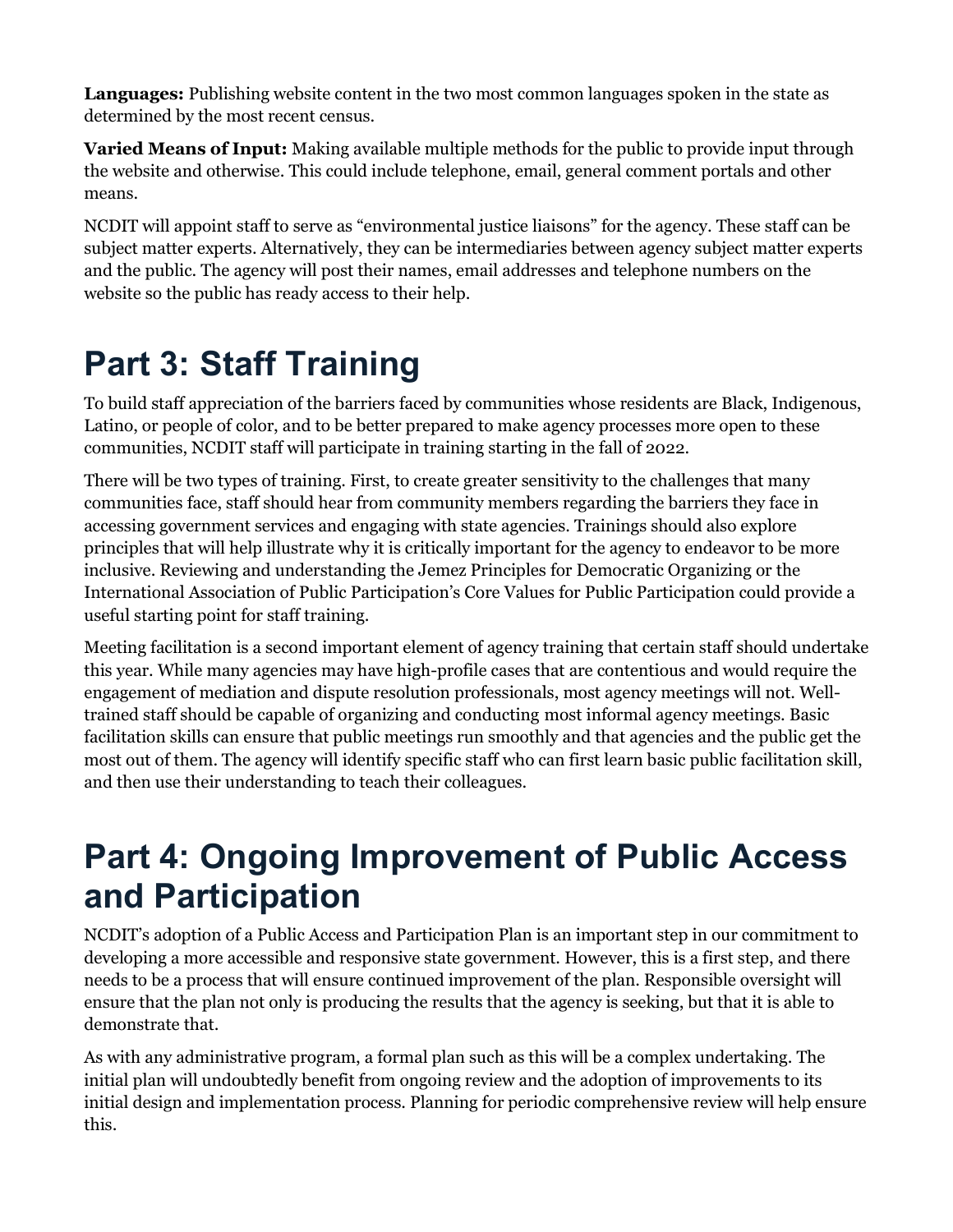**Languages:** Publishing website content in the two most common languages spoken in the state as determined by the most recent census.

**Varied Means of Input:** Making available multiple methods for the public to provide input through the website and otherwise. This could include telephone, email, general comment portals and other means.

NCDIT will appoint staff to serve as "environmental justice liaisons" for the agency. These staff can be subject matter experts. Alternatively, they can be intermediaries between agency subject matter experts and the public. The agency will post their names, email addresses and telephone numbers on the website so the public has ready access to their help.

# Part 3: Staff Training

To build staff appreciation of the barriers faced by communities whose residents are Black, Indigenous, Latino, or people of color, and to be better prepared to make agency processes more open to these communities, NCDIT staff will participate in training starting in the fall of 2022.

There will be two types of training. First, to create greater sensitivity to the challenges that many communities face, staff should hear from community members regarding the barriers they face in accessing government services and engaging with state agencies. Trainings should also explore principles that will help illustrate why it is critically important for the agency to endeavor to be more inclusive. Reviewing and understanding the Jemez Principles for Democratic Organizing or the International Association of Public Participation's Core Values for Public Participation could provide a useful starting point for staff training.

Meeting facilitation is a second important element of agency training that certain staff should undertake this year. While many agencies may have high-profile cases that are contentious and would require the engagement of mediation and dispute resolution professionals, most agency meetings will not. Well-trained staff should be capable of organizing and conducting most informal agency meetings. Basic facilitation skills can ensure that public meetings run smoothly and that agencies and the public get the most out of them. The agency will identify specific staff who can first learn basic public facilitation skill, and then use their understanding to teach their colleagues.

# Part 4: Ongoing Improvement of Public Access and Participation

NCDIT's adoption of a Public Access and Participation Plan is an important step in our commitment to developing a more accessible and responsive state government. However, this is a first step, and there needs to be a process that will ensure continued improvement of the plan. Responsible oversight will ensure that the plan not only is producing the results that the agency is seeking, but that it is able to demonstrate that.

As with any administrative program, a formal plan such as this will be a complex undertaking. The initial plan will undoubtedly benefit from ongoing review and the adoption of improvements to its initial design and implementation process. Planning for periodic comprehensive review will help ensure this.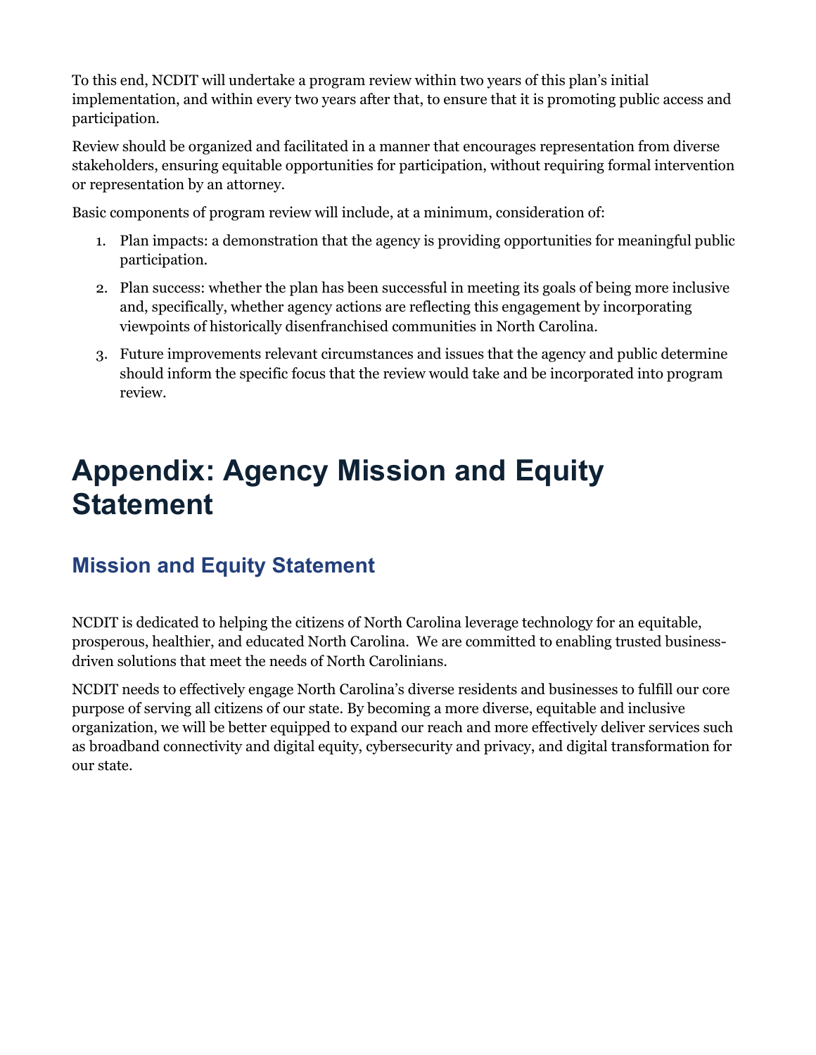To this end, NCDIT will undertake a program review within two years of this plan's initial implementation, and within every two years after that, to ensure that it is promoting public access and participation.

Review should be organized and facilitated in a manner that encourages representation from diverse stakeholders, ensuring equitable opportunities for participation, without requiring formal intervention or representation by an attorney.

Basic components of program review will include, at a minimum, consideration of:

1. Plan impacts: a demonstration that the agency is providing opportunities for meaningful public participation.
2. Plan success: whether the plan has been successful in meeting its goals of being more inclusive and, specifically, whether agency actions are reflecting this engagement by incorporating viewpoints of historically disenfranchised communities in North Carolina.
3. Future improvements relevant circumstances and issues that the agency and public determine should inform the specific focus that the review would take and be incorporated into program review.

# Appendix: Agency Mission and Equity Statement

## Mission and Equity Statement

NCDIT is dedicated to helping the citizens of North Carolina leverage technology for an equitable, prosperous, healthier, and educated North Carolina. We are committed to enabling trusted business-driven solutions that meet the needs of North Carolinians.

NCDIT needs to effectively engage North Carolina's diverse residents and businesses to fulfill our core purpose of serving all citizens of our state. By becoming a more diverse, equitable and inclusive organization, we will be better equipped to expand our reach and more effectively deliver services such as broadband connectivity and digital equity, cybersecurity and privacy, and digital transformation for our state.